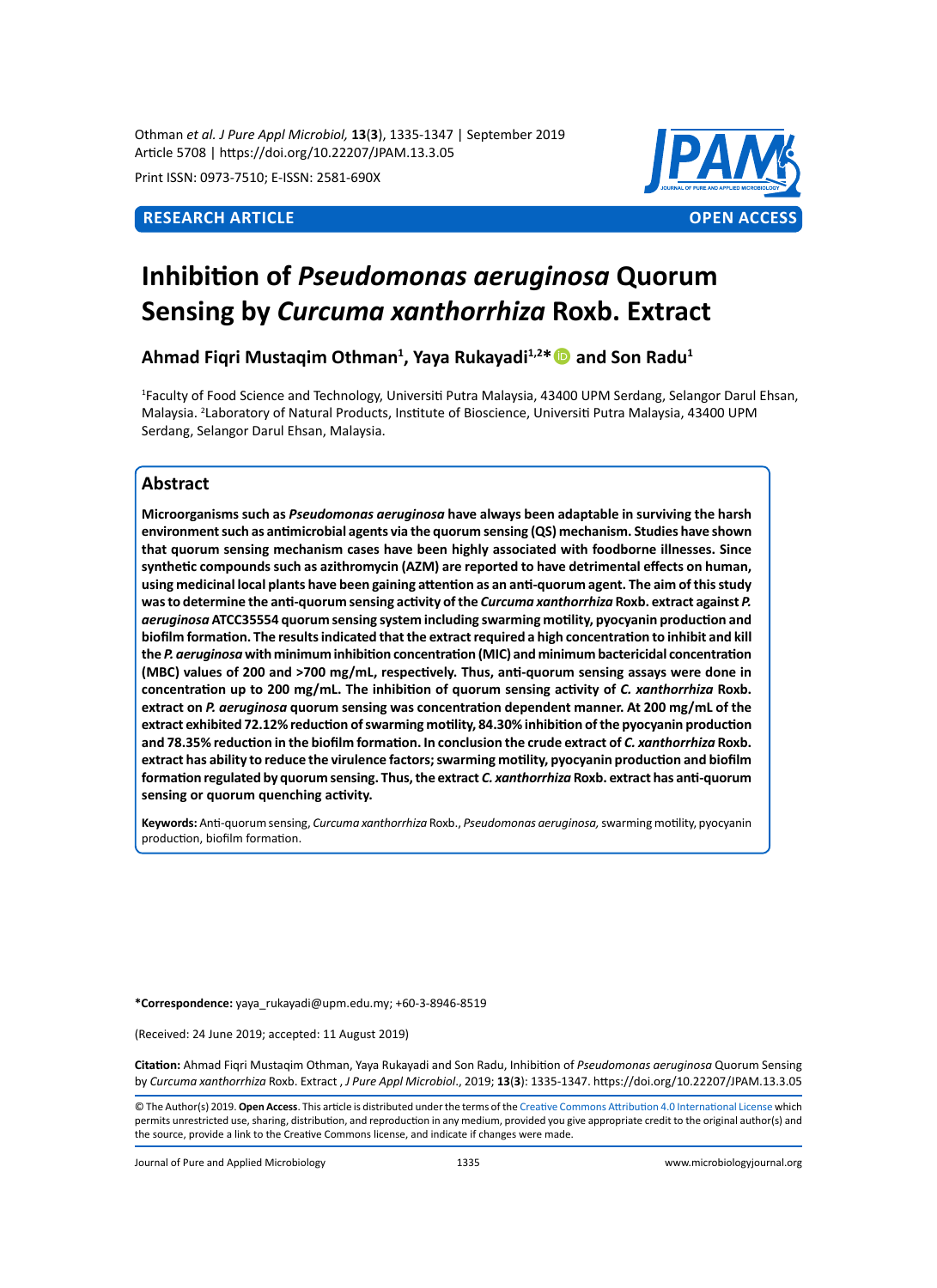**RESEARCH ARTICLE** **OPEN ACCESS**

# Inhibition of *Pseudomonas aeruginosa* Quorum Sensing by *Curcuma xanthorrhiza* Roxb. Extract

**Ahmad Fiqri Mustaqim Othman[1], Yaya Rukayadi[1,2]* and Son Radu[1]**

[1]Faculty of Food Science and Technology, Universiti Putra Malaysia, 43400 UPM Serdang, Selangor Darul Ehsan, Malaysia. [2]Laboratory of Natural Products, Institute of Bioscience, Universiti Putra Malaysia, 43400 UPM Serdang, Selangor Darul Ehsan, Malaysia.

## Abstract

**Microorganisms such as *Pseudomonas aeruginosa* have always been adaptable in surviving the harsh environment such as antimicrobial agents via the quorum sensing (QS) mechanism. Studies have shown that quorum sensing mechanism cases have been highly associated with foodborne illnesses. Since synthetic compounds such as azithromycin (AZM) are reported to have detrimental effects on human, using medicinal local plants have been gaining attention as an anti-quorum agent. The aim of this study was to determine the anti-quorum sensing activity of the *Curcuma xanthorrhiza* Roxb. extract against *P. aeruginosa* ATCC35554 quorum sensing system including swarming motility, pyocyanin production and biofilm formation. The results indicated that the extract required a high concentration to inhibit and kill the *P. aeruginosa* with minimum inhibition concentration (MIC) and minimum bactericidal concentration (MBC) values of 200 and >700 mg/mL, respectively. Thus, anti-quorum sensing assays were done in concentration up to 200 mg/mL. The inhibition of quorum sensing activity of *C. xanthorrhiza* Roxb. extract on *P. aeruginosa* quorum sensing was concentration dependent manner. At 200 mg/mL of the extract exhibited 72.12% reduction of swarming motility, 84.30% inhibition of the pyocyanin production and 78.35% reduction in the biofilm formation. In conclusion the crude extract of *C. xanthorrhiza* Roxb. extract has ability to reduce the virulence factors; swarming motility, pyocyanin production and biofilm formation regulated by quorum sensing. Thus, the extract *C. xanthorrhiza* Roxb. extract has anti-quorum sensing or quorum quenching activity.**

**Keywords:** Anti-quorum sensing, *Curcuma xanthorrhiza* Roxb., *Pseudomonas aeruginosa,* swarming motility, pyocyanin production, biofilm formation.

***Correspondence:** yaya_rukayadi@upm.edu.my; +60-3-8946-8519

(Received: 24 June 2019; accepted: 11 August 2019)

**Citation:** Ahmad Fiqri Mustaqim Othman, Yaya Rukayadi and Son Radu, Inhibition of *Pseudomonas aeruginosa* Quorum Sensing by *Curcuma xanthorrhiza* Roxb. Extract , *J Pure Appl Microbiol*., 2019; **13**(**3**): 1335-1347. https://doi.org/10.22207/JPAM.13.3.05

© The Author(s) 2019. **Open Access**. This article is distributed under the terms of the Creative Commons Attribution 4.0 International License which permits unrestricted use, sharing, distribution, and reproduction in any medium, provided you give appropriate credit to the original author(s) and the source, provide a link to the Creative Commons license, and indicate if changes were made.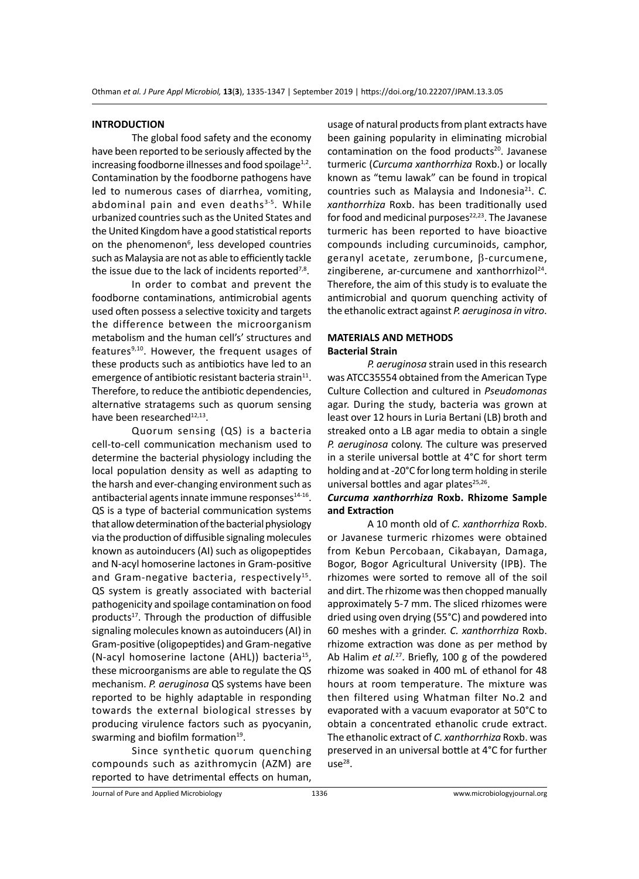## INTRODUCTION

The global food safety and the economy have been reported to be seriously affected by the increasing foodborne illnesses and food spoilage[1,2]. Contamination by the foodborne pathogens have led to numerous cases of diarrhea, vomiting, abdominal pain and even deaths[3-5]. While urbanized countries such as the United States and the United Kingdom have a good statistical reports on the phenomenon[6], less developed countries such as Malaysia are not as able to efficiently tackle the issue due to the lack of incidents reported[7,8].

In order to combat and prevent the foodborne contaminations, antimicrobial agents used often possess a selective toxicity and targets the difference between the microorganism metabolism and the human cell's' structures and features[9,10]. However, the frequent usages of these products such as antibiotics have led to an emergence of antibiotic resistant bacteria strain[11]. Therefore, to reduce the antibiotic dependencies, alternative stratagems such as quorum sensing have been researched[12,13].

Quorum sensing (QS) is a bacteria cell-to-cell communication mechanism used to determine the bacterial physiology including the local population density as well as adapting to the harsh and ever-changing environment such as antibacterial agents innate immune responses[14-16]. QS is a type of bacterial communication systems that allow determination of the bacterial physiology via the production of diffusible signaling molecules known as autoinducers (AI) such as oligopeptides and N-acyl homoserine lactones in Gram-positive and Gram-negative bacteria, respectively[15]. QS system is greatly associated with bacterial pathogenicity and spoilage contamination on food products[17]. Through the production of diffusible signaling molecules known as autoinducers (AI) in Gram-positive (oligopeptides) and Gram-negative (N-acyl homoserine lactone (AHL)) bacteria[15], these microorganisms are able to regulate the QS mechanism. *P. aeruginosa* QS systems have been reported to be highly adaptable in responding towards the external biological stresses by producing virulence factors such as pyocyanin, swarming and biofilm formation[19].

Since synthetic quorum quenching compounds such as azithromycin (AZM) are reported to have detrimental effects on human, usage of natural products from plant extracts have been gaining popularity in eliminating microbial contamination on the food products[20]. Javanese turmeric (*Curcuma xanthorrhiza* Roxb.) or locally known as "temu lawak" can be found in tropical countries such as Malaysia and Indonesia[21]. *C. xanthorrhiza* Roxb. has been traditionally used for food and medicinal purposes[22,23]. The Javanese turmeric has been reported to have bioactive compounds including curcuminoids, camphor, geranyl acetate, zerumbone, β-curcumene, zingiberene, ar-curcumene and xanthorrhizol[24]. Therefore, the aim of this study is to evaluate the antimicrobial and quorum quenching activity of the ethanolic extract against *P. aeruginosa in vitro*.

## MATERIALS AND METHODS

### Bacterial Strain

*P. aeruginosa* strain used in this research was ATCC35554 obtained from the American Type Culture Collection and cultured in *Pseudomonas* agar. During the study, bacteria was grown at least over 12 hours in Luria Bertani (LB) broth and streaked onto a LB agar media to obtain a single *P. aeruginosa* colony. The culture was preserved in a sterile universal bottle at 4°C for short term holding and at -20°C for long term holding in sterile universal bottles and agar plates[25,26].

### *Curcuma xanthorrhiza* Roxb. Rhizome Sample and Extraction

A 10 month old of *C. xanthorrhiza* Roxb. or Javanese turmeric rhizomes were obtained from Kebun Percobaan, Cikabayan, Damaga, Bogor, Bogor Agricultural University (IPB). The rhizomes were sorted to remove all of the soil and dirt. The rhizome was then chopped manually approximately 5-7 mm. The sliced rhizomes were dried using oven drying (55°C) and powdered into 60 meshes with a grinder. *C. xanthorrhiza* Roxb. rhizome extraction was done as per method by Ab Halim *et al.*[27]. Briefly, 100 g of the powdered rhizome was soaked in 400 mL of ethanol for 48 hours at room temperature. The mixture was then filtered using Whatman filter No.2 and evaporated with a vacuum evaporator at 50°C to obtain a concentrated ethanolic crude extract. The ethanolic extract of *C. xanthorrhiza* Roxb. was preserved in an universal bottle at 4°C for further use[28].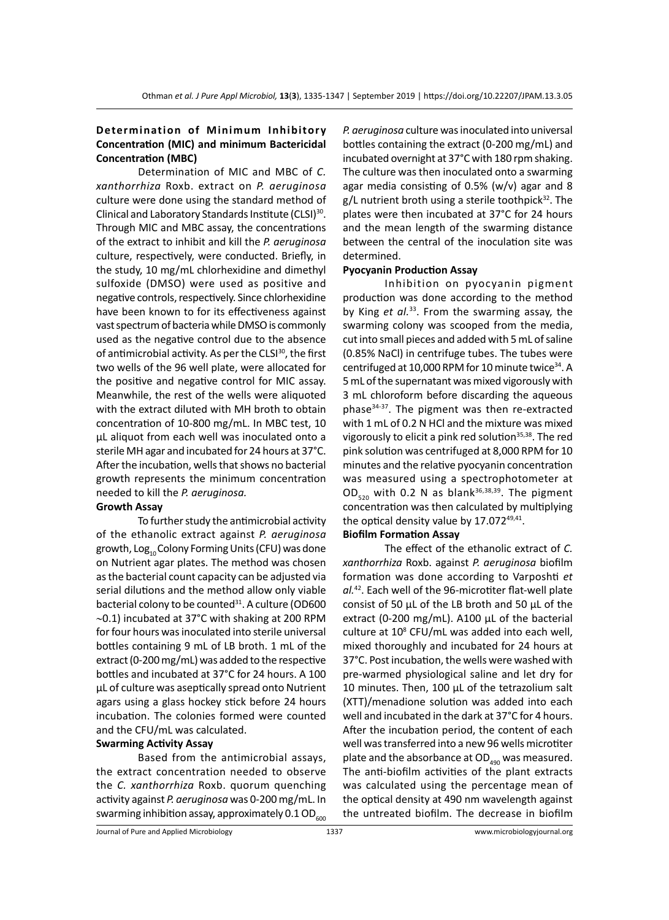### Determination of Minimum Inhibitory Concentration (MIC) and minimum Bactericidal Concentration (MBC)

Determination of MIC and MBC of *C. xanthorrhiza* Roxb. extract on *P. aeruginosa* culture were done using the standard method of Clinical and Laboratory Standards Institute (CLSI)[30]. Through MIC and MBC assay, the concentrations of the extract to inhibit and kill the *P. aeruginosa* culture, respectively, were conducted. Briefly, in the study, 10 mg/mL chlorhexidine and dimethyl sulfoxide (DMSO) were used as positive and negative controls, respectively. Since chlorhexidine have been known to for its effectiveness against vast spectrum of bacteria while DMSO is commonly used as the negative control due to the absence of antimicrobial activity. As per the CLSI[30], the first two wells of the 96 well plate, were allocated for the positive and negative control for MIC assay. Meanwhile, the rest of the wells were aliquoted with the extract diluted with MH broth to obtain concentration of 10-800 mg/mL. In MBC test, 10 µL aliquot from each well was inoculated onto a sterile MH agar and incubated for 24 hours at 37°C. After the incubation, wells that shows no bacterial growth represents the minimum concentration needed to kill the *P. aeruginosa.*

### Growth Assay

To further study the antimicrobial activity of the ethanolic extract against *P. aeruginosa* growth, $Log_{10}$ Colony Forming Units (CFU) was done on Nutrient agar plates. The method was chosen as the bacterial count capacity can be adjusted via serial dilutions and the method allow only viable bacterial colony to be counted[31]. A culture (OD600 ~0.1) incubated at 37°C with shaking at 200 RPM for four hours was inoculated into sterile universal bottles containing 9 mL of LB broth. 1 mL of the extract (0-200 mg/mL) was added to the respective bottles and incubated at 37°C for 24 hours. A 100 µL of culture was aseptically spread onto Nutrient agars using a glass hockey stick before 24 hours incubation. The colonies formed were counted and the CFU/mL was calculated.

### Swarming Activity Assay

Based from the antimicrobial assays, the extract concentration needed to observe the *C. xanthorrhiza* Roxb. quorum quenching activity against *P. aeruginosa* was 0-200 mg/mL. In swarming inhibition assay, approximately 0.1 $OD_{600}$ *P. aeruginosa* culture was inoculated into universal bottles containing the extract (0-200 mg/mL) and incubated overnight at 37°C with 180 rpm shaking. The culture was then inoculated onto a swarming agar media consisting of 0.5% (w/v) agar and 8 g/L nutrient broth using a sterile toothpick[32]. The plates were then incubated at 37°C for 24 hours and the mean length of the swarming distance between the central of the inoculation site was determined.

### Pyocyanin Production Assay

Inhibition on pyocyanin pigment production was done according to the method by King *et al.*[33]. From the swarming assay, the swarming colony was scooped from the media, cut into small pieces and added with 5 mL of saline (0.85% NaCl) in centrifuge tubes. The tubes were centrifuged at 10,000 RPM for 10 minute twice[34]. A 5 mL of the supernatant was mixed vigorously with 3 mL chloroform before discarding the aqueous phase[34-37]. The pigment was then re-extracted with 1 mL of 0.2 N HCl and the mixture was mixed vigorously to elicit a pink red solution[35,38]. The red pink solution was centrifuged at 8,000 RPM for 10 minutes and the relative pyocyanin concentration was measured using a spectrophotometer at $OD_{520}$ with 0.2 N as blank[36,38,39]. The pigment concentration was then calculated by multiplying the optical density value by 17.072[49,41].

### Biofilm Formation Assay

The effect of the ethanolic extract of *C. xanthorrhiza* Roxb. against *P. aeruginosa* biofilm formation was done according to Varposhti *et al.*[42]. Each well of the 96-microtiter flat-well plate consist of 50 µL of the LB broth and 50 µL of the extract (0-200 mg/mL). A100 µL of the bacterial culture at $10^8$ CFU/mL was added into each well, mixed thoroughly and incubated for 24 hours at 37°C. Post incubation, the wells were washed with pre-warmed physiological saline and let dry for 10 minutes. Then, 100 µL of the tetrazolium salt (XTT)/menadione solution was added into each well and incubated in the dark at 37°C for 4 hours. After the incubation period, the content of each well was transferred into a new 96 wells microtiter plate and the absorbance at $OD_{490}$ was measured. The anti-biofilm activities of the plant extracts was calculated using the percentage mean of the optical density at 490 nm wavelength against the untreated biofilm. The decrease in biofilm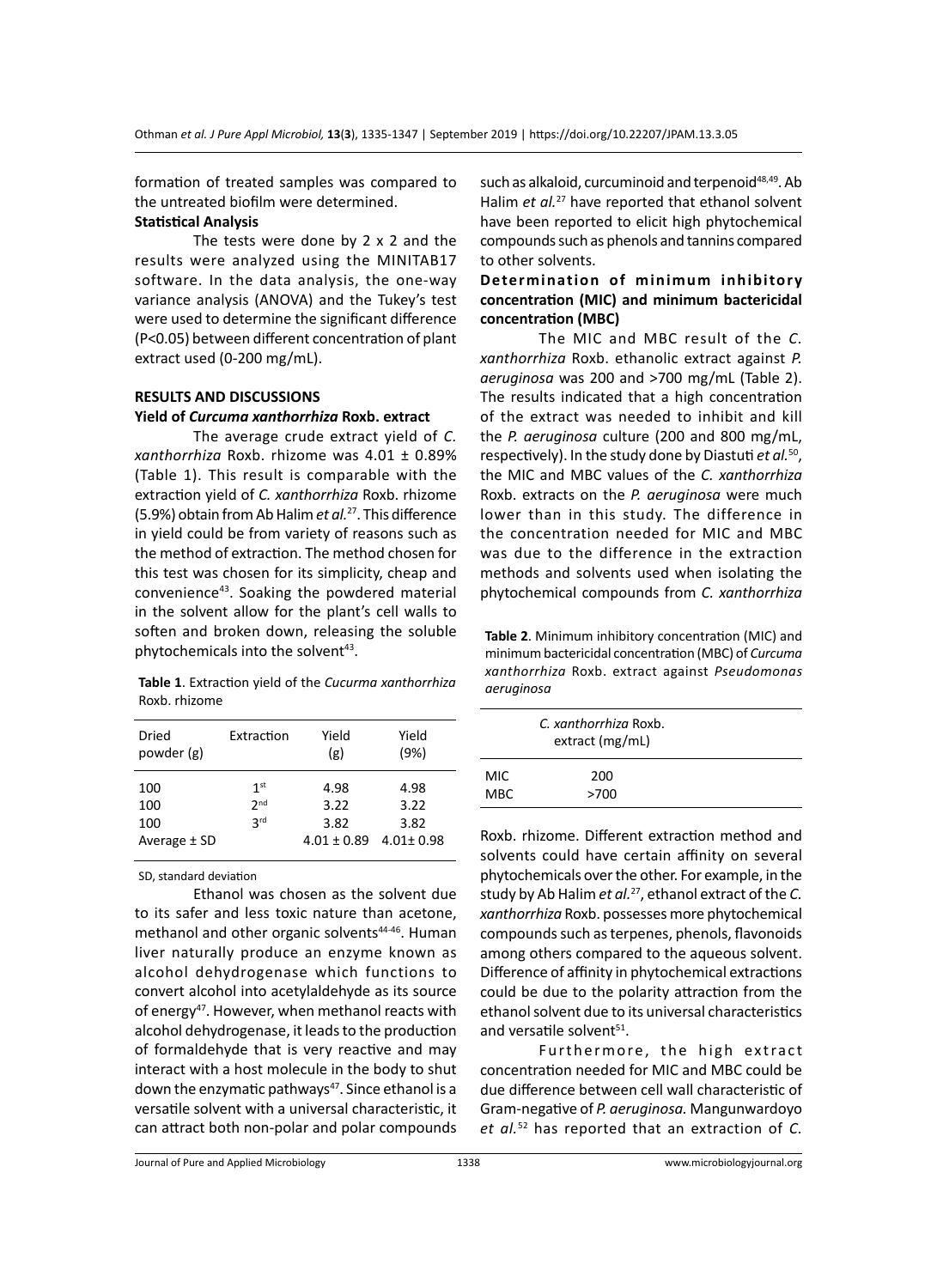formation of treated samples was compared to the untreated biofilm were determined.

**Statistical Analysis**

The tests were done by 2 x 2 and the results were analyzed using the MINITAB17 software. In the data analysis, the one-way variance analysis (ANOVA) and the Tukey's test were used to determine the significant difference (P<0.05) between different concentration of plant extract used (0-200 mg/mL).

## RESULTS AND DISCUSSIONS

### Yield of *Curcuma xanthorrhiza* Roxb. extract

The average crude extract yield of *C. xanthorrhiza* Roxb. rhizome was 4.01 ± 0.89% (Table 1). This result is comparable with the extraction yield of *C. xanthorrhiza* Roxb. rhizome (5.9%) obtain from Ab Halim *et al.*[27]. This difference in yield could be from variety of reasons such as the method of extraction. The method chosen for this test was chosen for its simplicity, cheap and convenience[43]. Soaking the powdered material in the solvent allow for the plant's cell walls to soften and broken down, releasing the soluble phytochemicals into the solvent[43].

**Table 1**. Extraction yield of the *Cucurma xanthorrhiza* Roxb. rhizome

| Dried powder (g) | Extraction | Yield (g) | Yield (9%) |
|---|---|---|---|
| 100 | 1st | 4.98 | 4.98 |
| 100 | 2nd | 3.22 | 3.22 |
| 100 | 3rd | 3.82 | 3.82 |
| Average ± SD | | 4.01 ± 0.89 | 4.01± 0.98 |

SD, standard deviation

Ethanol was chosen as the solvent due to its safer and less toxic nature than acetone, methanol and other organic solvents[44-46]. Human liver naturally produce an enzyme known as alcohol dehydrogenase which functions to convert alcohol into acetylaldehyde as its source of energy[47]. However, when methanol reacts with alcohol dehydrogenase, it leads to the production of formaldehyde that is very reactive and may interact with a host molecule in the body to shut down the enzymatic pathways[47]. Since ethanol is a versatile solvent with a universal characteristic, it can attract both non-polar and polar compounds such as alkaloid, curcuminoid and terpenoid[48,49]. Ab Halim *et al.*[27] have reported that ethanol solvent have been reported to elicit high phytochemical compounds such as phenols and tannins compared to other solvents.

### Determination of minimum inhibitory concentration (MIC) and minimum bactericidal concentration (MBC)

The MIC and MBC result of the *C. xanthorrhiza* Roxb. ethanolic extract against *P. aeruginosa* was 200 and >700 mg/mL (Table 2). The results indicated that a high concentration of the extract was needed to inhibit and kill the *P. aeruginosa* culture (200 and 800 mg/mL, respectively). In the study done by Diastuti *et al.*[50], the MIC and MBC values of the *C. xanthorrhiza* Roxb. extracts on the *P. aeruginosa* were much lower than in this study. The difference in the concentration needed for MIC and MBC was due to the difference in the extraction methods and solvents used when isolating the phytochemical compounds from *C. xanthorrhiza* Roxb. rhizome. Different extraction method and solvents could have certain affinity on several phytochemicals over the other. For example, in the study by Ab Halim *et al.*[27], ethanol extract of the *C. xanthorrhiza* Roxb. possesses more phytochemical compounds such as terpenes, phenols, flavonoids among others compared to the aqueous solvent. Difference of affinity in phytochemical extractions could be due to the polarity attraction from the ethanol solvent due to its universal characteristics and versatile solvent[51].

**Table 2**. Minimum inhibitory concentration (MIC) and minimum bactericidal concentration (MBC) of *Curcuma xanthorrhiza* Roxb. extract against *Pseudomonas aeruginosa*

| | *C. xanthorrhiza* Roxb. extract (mg/mL) |
|---|---|
| MIC | 200 |
| MBC | >700 |

Furthermore, the high extract concentration needed for MIC and MBC could be due difference between cell wall characteristic of Gram-negative of *P. aeruginosa.* Mangunwardoyo *et al.*[52] has reported that an extraction of *C.*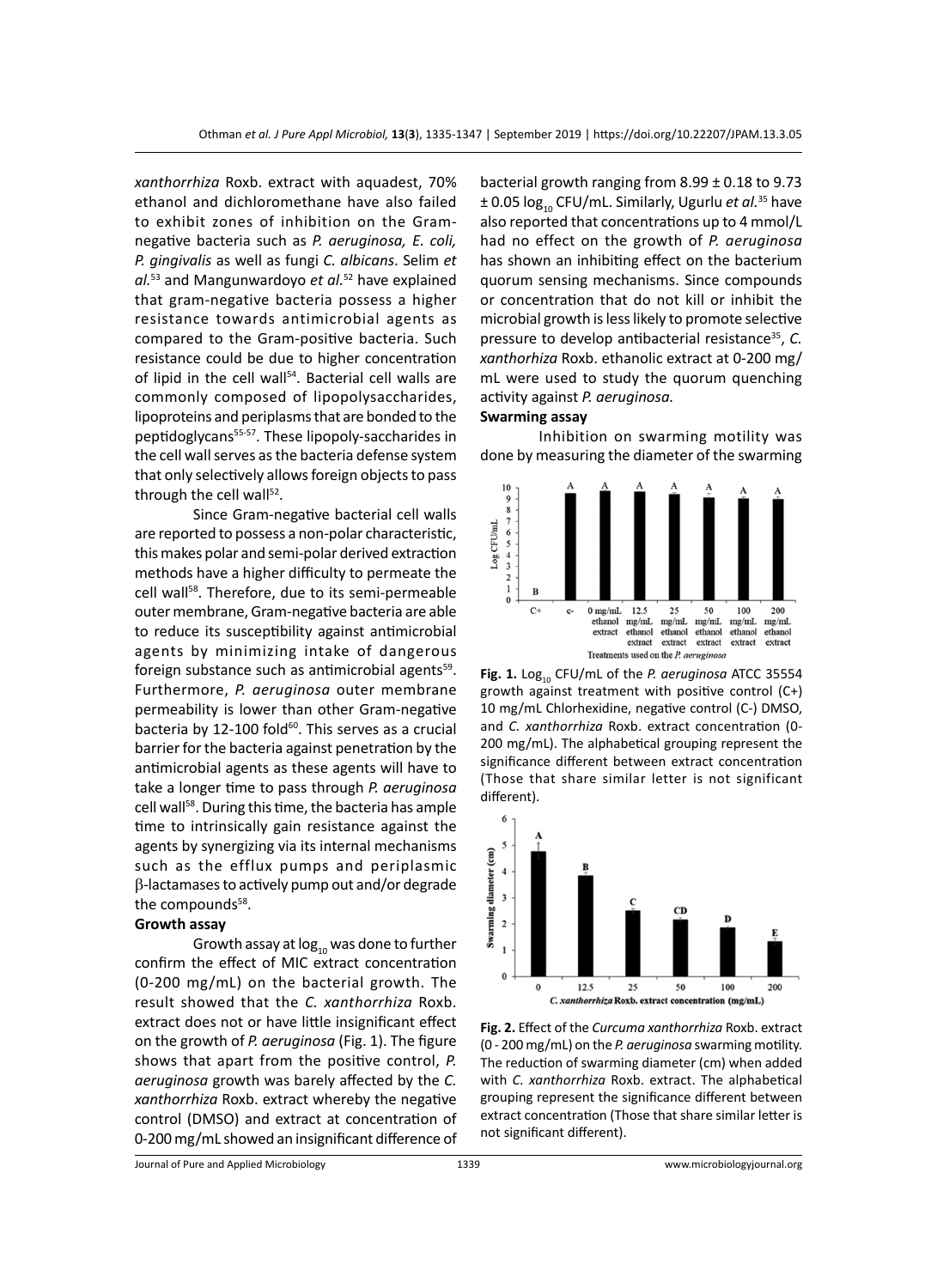*xanthorrhiza* Roxb. extract with aquadest, 70% ethanol and dichloromethane have also failed to exhibit zones of inhibition on the Gram-negative bacteria such as *P. aeruginosa, E. coli, P. gingivalis* as well as fungi *C. albicans*. Selim *et al.*[53] and Mangunwardoyo *et al.*[52] have explained that gram-negative bacteria possess a higher resistance towards antimicrobial agents as compared to the Gram-positive bacteria. Such resistance could be due to higher concentration of lipid in the cell wall[54]. Bacterial cell walls are commonly composed of lipopolysaccharides, lipoproteins and periplasms that are bonded to the peptidoglycans[55-57]. These lipopoly-saccharides in the cell wall serves as the bacteria defense system that only selectively allows foreign objects to pass through the cell wall[52].

Since Gram-negative bacterial cell walls are reported to possess a non-polar characteristic, this makes polar and semi-polar derived extraction methods have a higher difficulty to permeate the cell wall[58]. Therefore, due to its semi-permeable outer membrane, Gram-negative bacteria are able to reduce its susceptibility against antimicrobial agents by minimizing intake of dangerous foreign substance such as antimicrobial agents[59]. Furthermore, *P. aeruginosa* outer membrane permeability is lower than other Gram-negative bacteria by 12-100 fold[60]. This serves as a crucial barrier for the bacteria against penetration by the antimicrobial agents as these agents will have to take a longer time to pass through *P. aeruginosa* cell wall[58]. During this time, the bacteria has ample time to intrinsically gain resistance against the agents by synergizing via its internal mechanisms such as the efflux pumps and periplasmic β-lactamases to actively pump out and/or degrade the compounds[58].

**Growth assay**

Growth assay at $\log_{10}$ was done to further confirm the effect of MIC extract concentration (0-200 mg/mL) on the bacterial growth. The result showed that the *C. xanthorrhiza* Roxb. extract does not or have little insignificant effect on the growth of *P. aeruginosa* (Fig. 1). The figure shows that apart from the positive control, *P. aeruginosa* growth was barely affected by the *C. xanthorrhiza* Roxb. extract whereby the negative control (DMSO) and extract at concentration of 0-200 mg/mL showed an insignificant difference of bacterial growth ranging from 8.99 ± 0.18 to 9.73 ± 0.05 $\log_{10}$ CFU/mL. Similarly, Ugurlu *et al.*[35] have also reported that concentrations up to 4 mmol/L had no effect on the growth of *P. aeruginosa* has shown an inhibiting effect on the bacterium quorum sensing mechanisms. Since compounds or concentration that do not kill or inhibit the microbial growth is less likely to promote selective pressure to develop antibacterial resistance[35], *C. xanthorrhiza* Roxb. ethanolic extract at 0-200 mg/mL were used to study the quorum quenching activity against *P. aeruginosa*.

**Swarming assay**

Inhibition on swarming motility was done by measuring the diameter of the swarming

**Fig. 1.** $\log_{10}$ CFU/mL of the *P. aeruginosa* ATCC 35554 growth against treatment with positive control (C+) 10 mg/mL Chlorhexidine, negative control (C-) DMSO, and *C. xanthorrhiza* Roxb. extract concentration (0-200 mg/mL). The alphabetical grouping represent the significance different between extract concentration (Those that share similar letter is not significant different).

**Fig. 2.** Effect of the *Curcuma xanthorrhiza* Roxb. extract (0 - 200 mg/mL) on the *P. aeruginosa* swarming motility. The reduction of swarming diameter (cm) when added with *C. xanthorrhiza* Roxb. extract. The alphabetical grouping represent the significance different between extract concentration (Those that share similar letter is not significant different).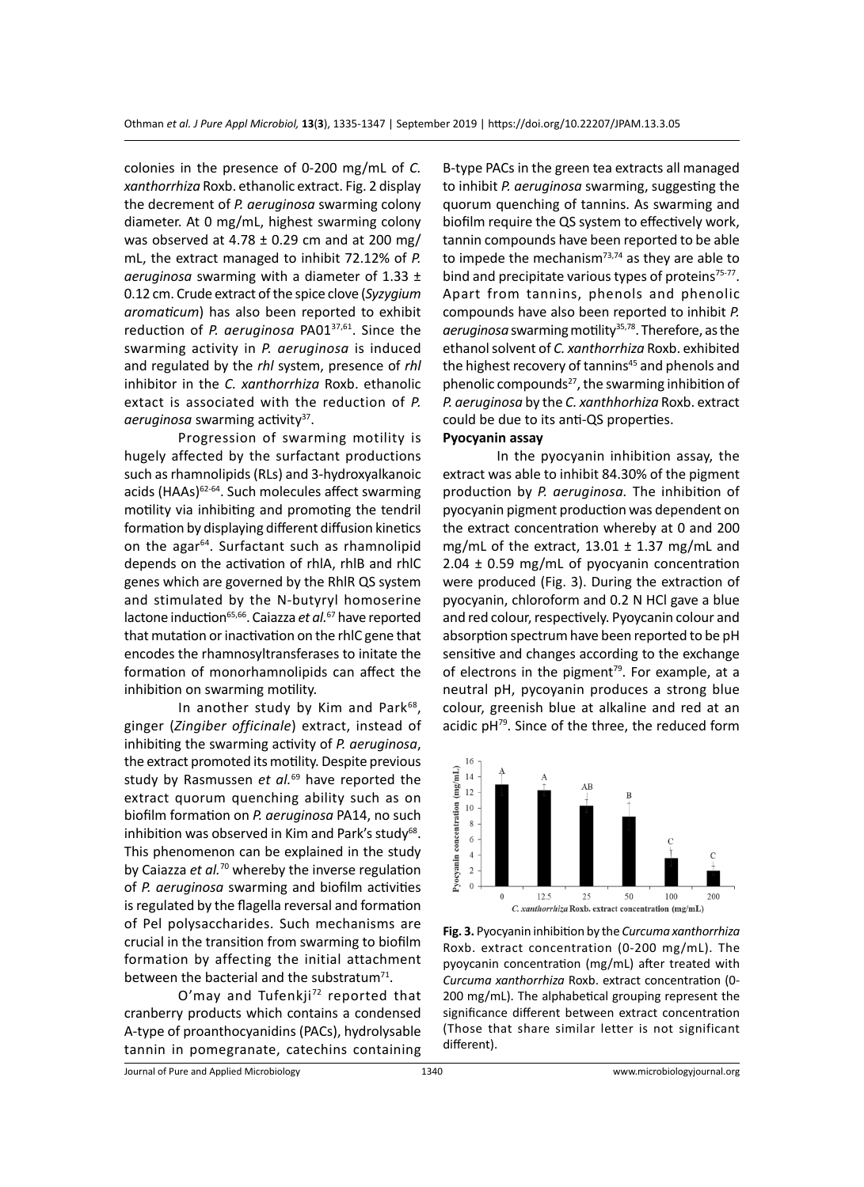colonies in the presence of 0-200 mg/mL of *C. xanthorrhiza* Roxb. ethanolic extract. Fig. 2 display the decrement of *P. aeruginosa* swarming colony diameter. At 0 mg/mL, highest swarming colony was observed at 4.78 ± 0.29 cm and at 200 mg/mL, the extract managed to inhibit 72.12% of *P. aeruginosa* swarming with a diameter of 1.33 ± 0.12 cm. Crude extract of the spice clove (*Syzygium aromaticum*) has also been reported to exhibit reduction of *P. aeruginosa* PA01[37,61]. Since the swarming activity in *P. aeruginosa* is induced and regulated by the *rhl* system, presence of *rhl* inhibitor in the *C. xanthorrhiza* Roxb. ethanolic extact is associated with the reduction of *P. aeruginosa* swarming activity[37].

Progression of swarming motility is hugely affected by the surfactant productions such as rhamnolipids (RLs) and 3-hydroxyalkanoic acids (HAAs)[62-64]. Such molecules affect swarming motility via inhibiting and promoting the tendril formation by displaying different diffusion kinetics on the agar[64]. Surfactant such as rhamnolipid depends on the activation of rhlA, rhlB and rhlC genes which are governed by the RhlR QS system and stimulated by the N-butyryl homoserine lactone induction[65,66]. Caiazza *et al.*[67] have reported that mutation or inactivation on the rhlC gene that encodes the rhamnosyltransferases to initate the formation of monorhamnolipids can affect the inhibition on swarming motility.

In another study by Kim and Park[68], ginger (*Zingiber officinale*) extract, instead of inhibiting the swarming activity of *P. aeruginosa*, the extract promoted its motility. Despite previous study by Rasmussen *et al.*[69] have reported the extract quorum quenching ability such as on biofilm formation on *P. aeruginosa* PA14, no such inhibition was observed in Kim and Park's study[68]. This phenomenon can be explained in the study by Caiazza *et al.*[70] whereby the inverse regulation of *P. aeruginosa* swarming and biofilm activities is regulated by the flagella reversal and formation of Pel polysaccharides. Such mechanisms are crucial in the transition from swarming to biofilm formation by affecting the initial attachment between the bacterial and the substratum[71].

O'may and Tufenkji[72] reported that cranberry products which contains a condensed A-type of proanthocyanidins (PACs), hydrolysable tannin in pomegranate, catechins containing B-type PACs in the green tea extracts all managed to inhibit *P. aeruginosa* swarming, suggesting the quorum quenching of tannins. As swarming and biofilm require the QS system to effectively work, tannin compounds have been reported to be able to impede the mechanism[73,74] as they are able to bind and precipitate various types of proteins[75-77]. Apart from tannins, phenols and phenolic compounds have also been reported to inhibit *P. aeruginosa* swarming motility[35,78]. Therefore, as the ethanol solvent of *C. xanthorrhiza* Roxb. exhibited the highest recovery of tannins[45] and phenols and phenolic compounds[27], the swarming inhibition of *P. aeruginosa* by the *C. xanthhorhiza* Roxb. extract could be due to its anti-QS properties.

**Pyocyanin assay**

In the pyocyanin inhibition assay, the extract was able to inhibit 84.30% of the pigment production by *P. aeruginosa.* The inhibition of pyocyanin pigment production was dependent on the extract concentration whereby at 0 and 200 mg/mL of the extract, 13.01 ± 1.37 mg/mL and 2.04 ± 0.59 mg/mL of pyocyanin concentration were produced (Fig. 3). During the extraction of pyocyanin, chloroform and 0.2 N HCl gave a blue and red colour, respectively. Pyoycanin colour and absorption spectrum have been reported to be pH sensitive and changes according to the exchange of electrons in the pigment[79]. For example, at a neutral pH, pycoyanin produces a strong blue colour, greenish blue at alkaline and red at an acidic pH[79]. Since of the three, the reduced form

**Fig. 3.** Pyocyanin inhibition by the *Curcuma xanthorrhiza* Roxb. extract concentration (0-200 mg/mL). The pyoycanin concentration (mg/mL) after treated with *Curcuma xanthorrhiza* Roxb. extract concentration (0-200 mg/mL). The alphabetical grouping represent the significance different between extract concentration (Those that share similar letter is not significant different).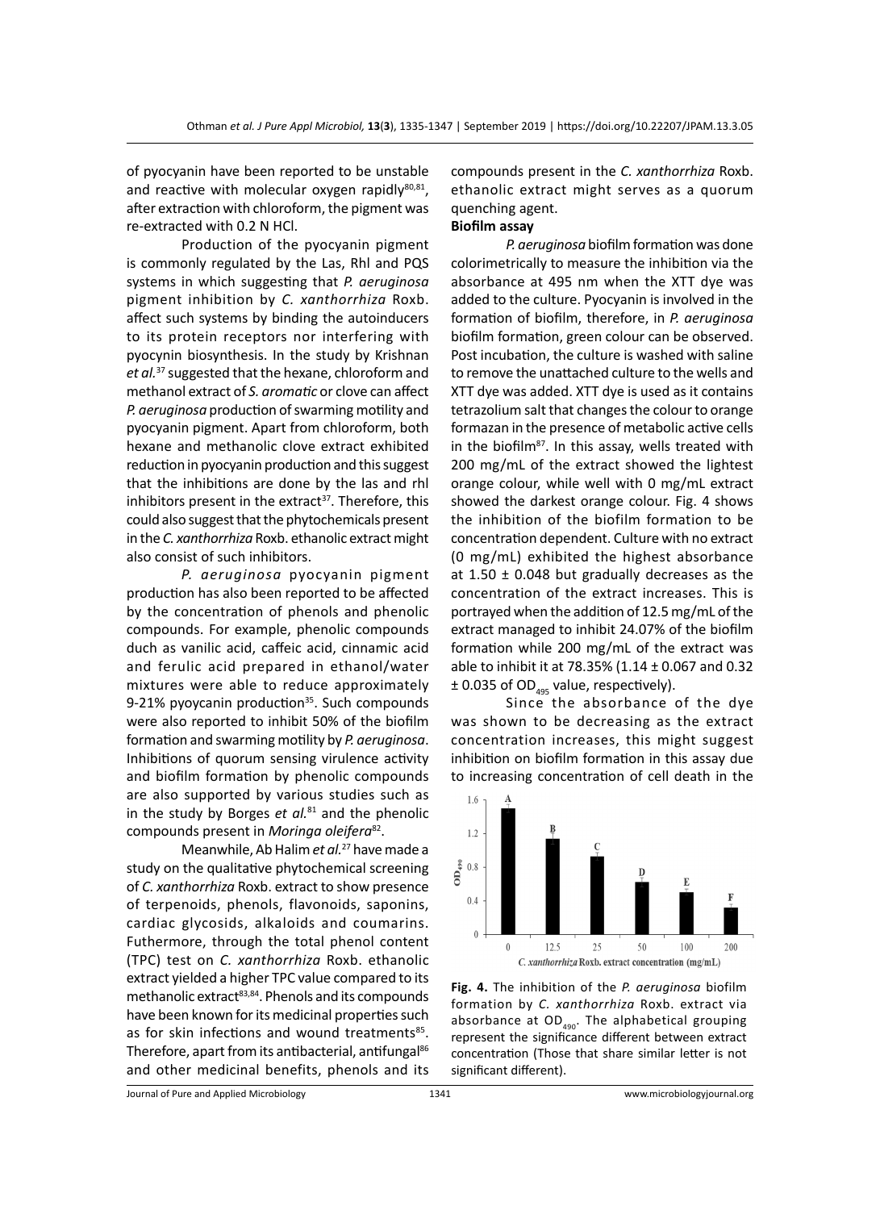of pyocyanin have been reported to be unstable and reactive with molecular oxygen rapidly[80,81], after extraction with chloroform, the pigment was re-extracted with 0.2 N HCl.

Production of the pyocyanin pigment is commonly regulated by the Las, Rhl and PQS systems in which suggesting that *P. aeruginosa* pigment inhibition by *C. xanthorrhiza* Roxb. affect such systems by binding the autoinducers to its protein receptors nor interfering with pyocynin biosynthesis. In the study by Krishnan *et al.*[37] suggested that the hexane, chloroform and methanol extract of *S. aromatic* or clove can affect *P. aeruginosa* production of swarming motility and pyocyanin pigment. Apart from chloroform, both hexane and methanolic clove extract exhibited reduction in pyocyanin production and this suggest that the inhibitions are done by the las and rhl inhibitors present in the extract[37]. Therefore, this could also suggest that the phytochemicals present in the *C. xanthorrhiza* Roxb. ethanolic extract might also consist of such inhibitors.

*P. aeruginosa* pyocyanin pigment production has also been reported to be affected by the concentration of phenols and phenolic compounds. For example, phenolic compounds duch as vanilic acid, caffeic acid, cinnamic acid and ferulic acid prepared in ethanol/water mixtures were able to reduce approximately 9-21% pyoycanin production[35]. Such compounds were also reported to inhibit 50% of the biofilm formation and swarming motility by *P. aeruginosa*. Inhibitions of quorum sensing virulence activity and biofilm formation by phenolic compounds are also supported by various studies such as in the study by Borges *et al.*[81] and the phenolic compounds present in *Moringa oleifera*[82].

Meanwhile, Ab Halim *et al.*[27] have made a study on the qualitative phytochemical screening of *C. xanthorrhiza* Roxb. extract to show presence of terpenoids, phenols, flavonoids, saponins, cardiac glycosids, alkaloids and coumarins. Futhermore, through the total phenol content (TPC) test on *C. xanthorrhiza* Roxb. ethanolic extract yielded a higher TPC value compared to its methanolic extract[83,84]. Phenols and its compounds have been known for its medicinal properties such as for skin infections and wound treatments[85]. Therefore, apart from its antibacterial, antifungal[86] and other medicinal benefits, phenols and its compounds present in the *C. xanthorrhiza* Roxb. ethanolic extract might serves as a quorum quenching agent.

**Biofilm assay**

*P. aeruginosa* biofilm formation was done colorimetrically to measure the inhibition via the absorbance at 495 nm when the XTT dye was added to the culture. Pyocyanin is involved in the formation of biofilm, therefore, in *P. aeruginosa* biofilm formation, green colour can be observed. Post incubation, the culture is washed with saline to remove the unattached culture to the wells and XTT dye was added. XTT dye is used as it contains tetrazolium salt that changes the colour to orange formazan in the presence of metabolic active cells in the biofilm[87]. In this assay, wells treated with 200 mg/mL of the extract showed the lightest orange colour, while well with 0 mg/mL extract showed the darkest orange colour. Fig. 4 shows the inhibition of the biofilm formation to be concentration dependent. Culture with no extract (0 mg/mL) exhibited the highest absorbance at 1.50 ± 0.048 but gradually decreases as the concentration of the extract increases. This is portrayed when the addition of 12.5 mg/mL of the extract managed to inhibit 24.07% of the biofilm formation while 200 mg/mL of the extract was able to inhibit it at 78.35% (1.14 ± 0.067 and 0.32 ± 0.035 of $OD_{495}$ value, respectively).

Since the absorbance of the dye was shown to be decreasing as the extract concentration increases, this might suggest inhibition on biofilm formation in this assay due to increasing concentration of cell death in the

**Fig. 4.** The inhibition of the *P. aeruginosa* biofilm formation by *C. xanthorrhiza* Roxb. extract via absorbance at $OD_{490}$. The alphabetical grouping represent the significance different between extract concentration (Those that share similar letter is not significant different).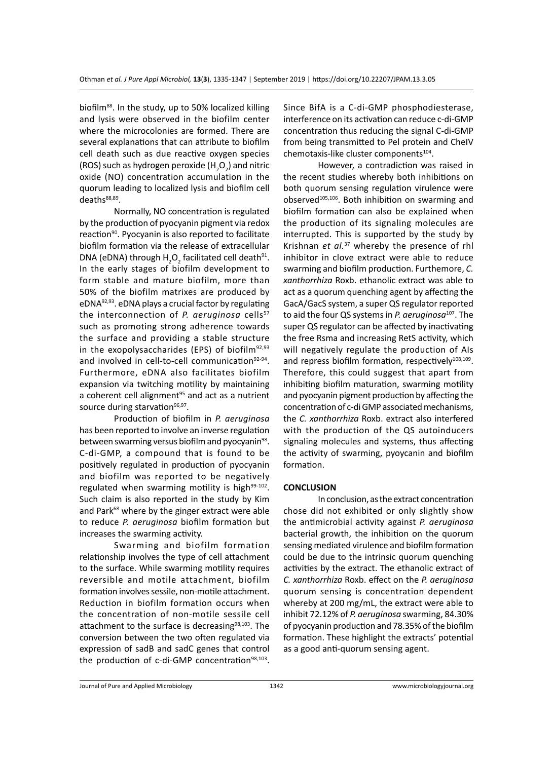biofilm[88]. In the study, up to 50% localized killing and lysis were observed in the biofilm center where the microcolonies are formed. There are several explanations that can attribute to biofilm cell death such as due reactive oxygen species (ROS) such as hydrogen peroxide ($H_2O_2$) and nitric oxide (NO) concentration accumulation in the quorum leading to localized lysis and biofilm cell deaths[88,89].

Normally, NO concentration is regulated by the production of pyocyanin pigment via redox reaction[90]. Pyocyanin is also reported to facilitate biofilm formation via the release of extracellular DNA (eDNA) through $H_2O_2$ facilitated cell death[91]. In the early stages of biofilm development to form stable and mature biofilm, more than 50% of the biofilm matrixes are produced by eDNA[92,93]. eDNA plays a crucial factor by regulating the interconnection of *P. aeruginosa* cells[57] such as promoting strong adherence towards the surface and providing a stable structure in the exopolysaccharides (EPS) of biofilm[92,93] and involved in cell-to-cell communication[92-94]. Furthermore, eDNA also facilitates biofilm expansion via twitching motility by maintaining a coherent cell alignment[95] and act as a nutrient source during starvation[96,97].

Production of biofilm in *P. aeruginosa* has been reported to involve an inverse regulation between swarming versus biofilm and pyocyanin[98]. C-di-GMP, a compound that is found to be positively regulated in production of pyocyanin and biofilm was reported to be negatively regulated when swarming motility is high[99-102]. Such claim is also reported in the study by Kim and Park[68] where by the ginger extract were able to reduce *P. aeruginosa* biofilm formation but increases the swarming activity.

Swarming and biofilm formation relationship involves the type of cell attachment to the surface. While swarming motility requires reversible and motile attachment, biofilm formation involves sessile, non-motile attachment. Reduction in biofilm formation occurs when the concentration of non-motile sessile cell attachment to the surface is decreasing[98,103]. The conversion between the two often regulated via expression of sadB and sadC genes that control the production of c-di-GMP concentration[98,103]. Since BifA is a C-di-GMP phosphodiesterase, interference on its activation can reduce c-di-GMP concentration thus reducing the signal C-di-GMP from being transmitted to Pel protein and CheIV chemotaxis-like cluster components[104].

However, a contradiction was raised in the recent studies whereby both inhibitions on both quorum sensing regulation virulence were observed[105,106]. Both inhibition on swarming and biofilm formation can also be explained when the production of its signaling molecules are interrupted. This is supported by the study by Krishnan *et al.*[37] whereby the presence of rhl inhibitor in clove extract were able to reduce swarming and biofilm production. Furthemore, *C. xanthorrhiza* Roxb. ethanolic extract was able to act as a quorum quenching agent by affecting the GacA/GacS system, a super QS regulator reported to aid the four QS systems in *P. aeruginosa*[107]. The super QS regulator can be affected by inactivating the free Rsma and increasing RetS activity, which will negatively regulate the production of AIs and repress biofilm formation, respectively[108,109]. Therefore, this could suggest that apart from inhibiting biofilm maturation, swarming motility and pyocyanin pigment production by affecting the concentration of c-di GMP associated mechanisms, the *C. xanthorrhiza* Roxb. extract also interfered with the production of the QS autoinducers signaling molecules and systems, thus affecting the activity of swarming, pyoycanin and biofilm formation.

## CONCLUSION

In conclusion, as the extract concentration chose did not exhibited or only slightly show the antimicrobial activity against *P. aeruginosa* bacterial growth, the inhibition on the quorum sensing mediated virulence and biofilm formation could be due to the intrinsic quorum quenching activities by the extract. The ethanolic extract of *C. xanthorrhiza* Roxb. effect on the *P. aeruginosa* quorum sensing is concentration dependent whereby at 200 mg/mL, the extract were able to inhibit 72.12% of *P. aeruginosa* swarming, 84.30% of pyocyanin production and 78.35% of the biofilm formation. These highlight the extracts' potential as a good anti-quorum sensing agent.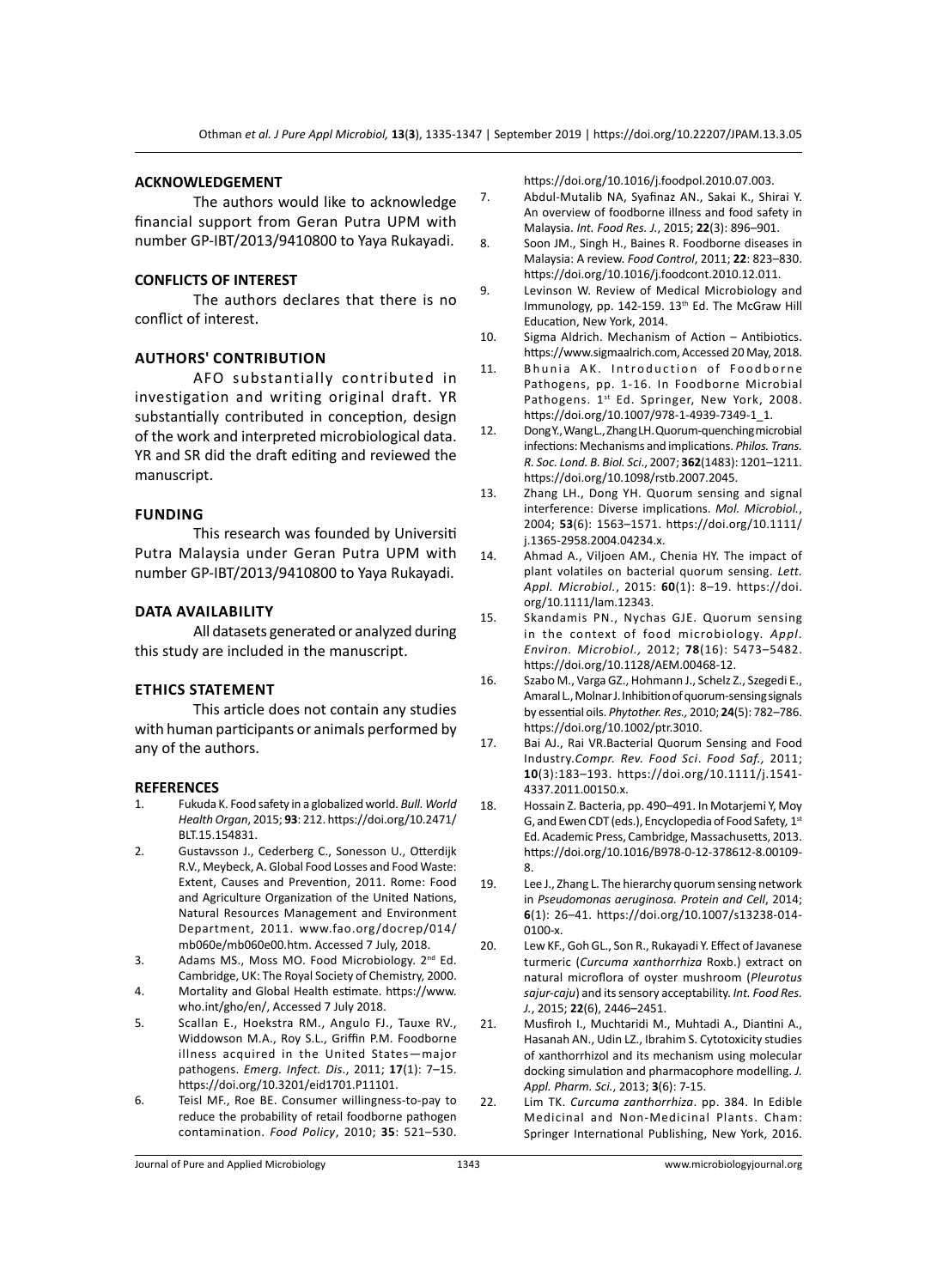## ACKNOWLEDGEMENT

The authors would like to acknowledge financial support from Geran Putra UPM with number GP-IBT/2013/9410800 to Yaya Rukayadi.

## CONFLICTS OF INTEREST

The authors declares that there is no conflict of interest.

## AUTHORS' CONTRIBUTION

AFO substantially contributed in investigation and writing original draft. YR substantially contributed in conception, design of the work and interpreted microbiological data. YR and SR did the draft editing and reviewed the manuscript.

## FUNDING

This research was founded by Universiti Putra Malaysia under Geran Putra UPM with number GP-IBT/2013/9410800 to Yaya Rukayadi.

## DATA AVAILABILITY

All datasets generated or analyzed during this study are included in the manuscript.

## ETHICS STATEMENT

This article does not contain any studies with human participants or animals performed by any of the authors.

## REFERENCES

1. Fukuda K. Food safety in a globalized world. *Bull. World Health Organ*, 2015; **93**: 212. https://doi.org/10.2471/BLT.15.154831.
2. Gustavsson J., Cederberg C., Sonesson U., Otterdijk R.V., Meybeck, A. Global Food Losses and Food Waste: Extent, Causes and Prevention, 2011. Rome: Food and Agriculture Organization of the United Nations, Natural Resources Management and Environment Department, 2011. www.fao.org/docrep/014/mb060e/mb060e00.htm. Accessed 7 July, 2018.
3. Adams MS., Moss MO. Food Microbiology. 2nd Ed. Cambridge, UK: The Royal Society of Chemistry, 2000.
4. Mortality and Global Health estimate. https://www.who.int/gho/en/, Accessed 7 July 2018.
5. Scallan E., Hoekstra RM., Angulo FJ., Tauxe RV., Widdowson M.A., Roy S.L., Griffin P.M. Foodborne illness acquired in the United States—major pathogens. *Emerg. Infect. Dis*., 2011; **17**(1): 7–15. https://doi.org/10.3201/eid1701.P11101.
6. Teisl MF., Roe BE. Consumer willingness-to-pay to reduce the probability of retail foodborne pathogen contamination. *Food Policy*, 2010; **35**: 521–530. https://doi.org/10.1016/j.foodpol.2010.07.003.
7. Abdul-Mutalib NA, Syafinaz AN., Sakai K., Shirai Y. An overview of foodborne illness and food safety in Malaysia. *Int. Food Res. J.*, 2015; **22**(3): 896–901.
8. Soon JM., Singh H., Baines R. Foodborne diseases in Malaysia: A review. *Food Control*, 2011; **22**: 823–830. https://doi.org/10.1016/j.foodcont.2010.12.011.
9. Levinson W. Review of Medical Microbiology and Immunology, pp. 142-159. 13th Ed. The McGraw Hill Education, New York, 2014.
10. Sigma Aldrich. Mechanism of Action – Antibiotics. https://www.sigmaalrich.com, Accessed 20 May, 2018.
11. Bhunia AK. Introduction of Foodborne Pathogens, pp. 1-16. In Foodborne Microbial Pathogens. 1st Ed. Springer, New York, 2008. https://doi.org/10.1007/978-1-4939-7349-1_1.
12. Dong Y., Wang L., Zhang LH. Quorum-quenching microbial infections: Mechanisms and implications. *Philos. Trans. R. Soc. Lond. B. Biol. Sci*., 2007; **362**(1483): 1201–1211. https://doi.org/10.1098/rstb.2007.2045.
13. Zhang LH., Dong YH. Quorum sensing and signal interference: Diverse implications. *Mol. Microbiol.*, 2004; **53**(6): 1563–1571. https://doi.org/10.1111/j.1365-2958.2004.04234.x.
14. Ahmad A., Viljoen AM., Chenia HY. The impact of plant volatiles on bacterial quorum sensing. *Lett. Appl. Microbiol.*, 2015: **60**(1): 8–19. https://doi.org/10.1111/lam.12343.
15. Skandamis PN., Nychas GJE. Quorum sensing in the context of food microbiology. *Appl. Environ. Microbiol.,* 2012; **78**(16): 5473–5482. https://doi.org/10.1128/AEM.00468-12.
16. Szabo M., Varga GZ., Hohmann J., Schelz Z., Szegedi E., Amaral L., Molnar J. Inhibition of quorum-sensing signals by essential oils. *Phytother. Res.,* 2010; **24**(5): 782–786. https://doi.org/10.1002/ptr.3010.
17. Bai AJ., Rai VR.Bacterial Quorum Sensing and Food Industry.*Compr. Rev. Food Sci. Food Saf.,* 2011; **10**(3):183–193. https://doi.org/10.1111/j.1541-4337.2011.00150.x.
18. Hossain Z. Bacteria, pp. 490–491. In Motarjemi Y, Moy G, and Ewen CDT (eds.), Encyclopedia of Food Safety, 1st Ed. Academic Press, Cambridge, Massachusetts, 2013. https://doi.org/10.1016/B978-0-12-378612-8.00109-8.
19. Lee J., Zhang L. The hierarchy quorum sensing network in *Pseudomonas aeruginosa. Protein and Cell*, 2014; **6**(1): 26–41. https://doi.org/10.1007/s13238-014-0100-x.
20. Lew KF., Goh GL., Son R., Rukayadi Y. Effect of Javanese turmeric (*Curcuma xanthorrhiza* Roxb.) extract on natural microflora of oyster mushroom (*Pleurotus sajur-caju*) and its sensory acceptability. *Int. Food Res. J.*, 2015; **22**(6), 2446–2451.
21. Musfiroh I., Muchtaridi M., Muhtadi A., Diantini A., Hasanah AN., Udin LZ., Ibrahim S. Cytotoxicity studies of xanthorrhizol and its mechanism using molecular docking simulation and pharmacophore modelling. *J. Appl. Pharm. Sci.*, 2013; **3**(6): 7-15.
22. Lim TK. *Curcuma zanthorrhiza*. pp. 384. In Edible Medicinal and Non-Medicinal Plants. Cham: Springer International Publishing, New York, 2016.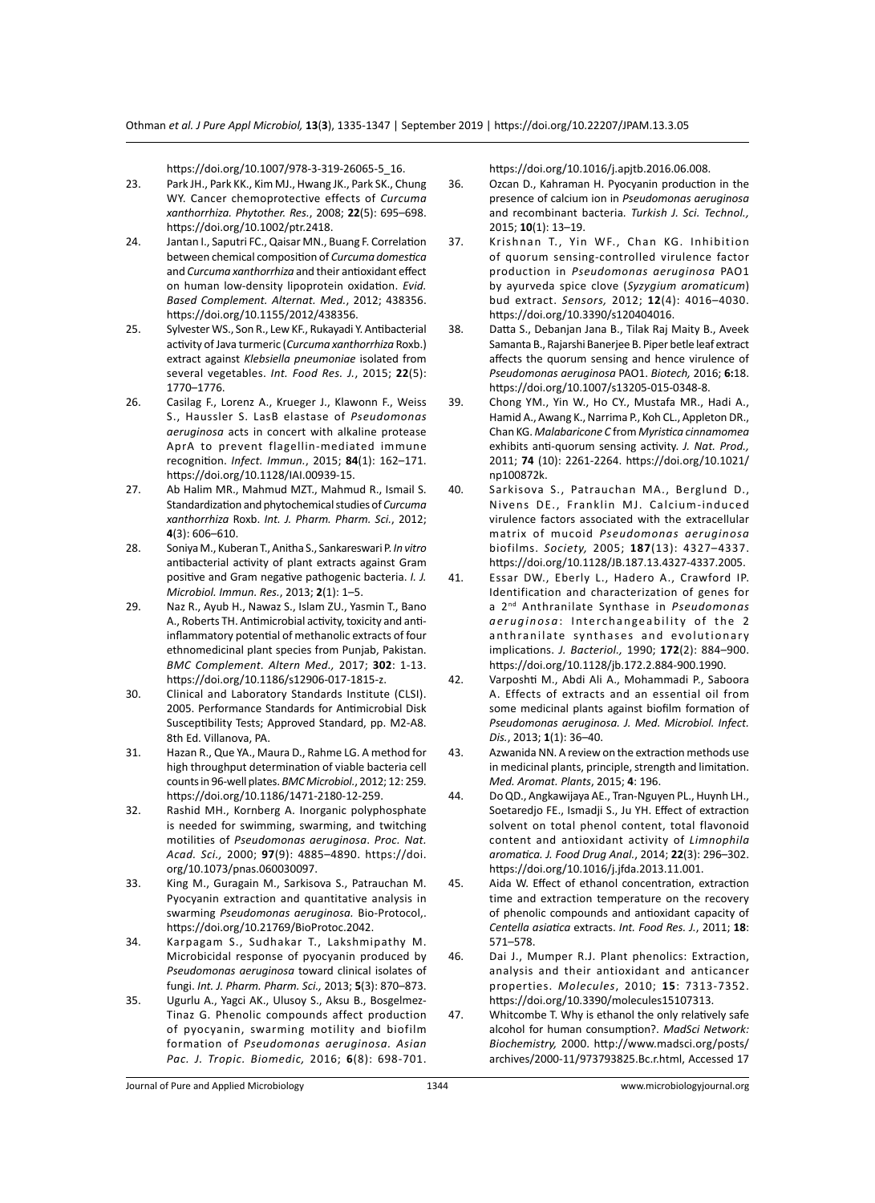https://doi.org/10.1007/978-3-319-26065-5_16.

23. Park JH., Park KK., Kim MJ., Hwang JK., Park SK., Chung WY. Cancer chemoprotective effects of *Curcuma xanthorrhiza*. *Phytother. Res.*, 2008; **22**(5): 695–698. https://doi.org/10.1002/ptr.2418.
24. Jantan I., Saputri FC., Qaisar MN., Buang F. Correlation between chemical composition of *Curcuma domestica* and *Curcuma xanthorrhiza* and their antioxidant effect on human low-density lipoprotein oxidation. *Evid. Based Complement. Alternat. Med.*, 2012; 438356. https://doi.org/10.1155/2012/438356.
25. Sylvester WS., Son R., Lew KF., Rukayadi Y. Antibacterial activity of Java turmeric (*Curcuma xanthorrhiza* Roxb.) extract against *Klebsiella pneumoniae* isolated from several vegetables. *Int. Food Res. J.*, 2015; **22**(5): 1770–1776.
26. Casilag F., Lorenz A., Krueger J., Klawonn F., Weiss S., Haussler S. LasB elastase of *Pseudomonas aeruginosa* acts in concert with alkaline protease AprA to prevent flagellin-mediated immune recognition. *Infect. Immun.*, 2015; **84**(1): 162–171. https://doi.org/10.1128/IAI.00939-15.
27. Ab Halim MR., Mahmud MZT., Mahmud R., Ismail S. Standardization and phytochemical studies of *Curcuma xanthorrhiza* Roxb. *Int. J. Pharm. Pharm. Sci.*, 2012; **4**(3): 606–610.
28. Soniya M., Kuberan T., Anitha S., Sankareswari P. *In vitro* antibacterial activity of plant extracts against Gram positive and Gram negative pathogenic bacteria. *I. J. Microbiol. Immun. Res.*, 2013; **2**(1): 1–5.
29. Naz R., Ayub H., Nawaz S., Islam ZU., Yasmin T., Bano A., Roberts TH. Antimicrobial activity, toxicity and anti-inflammatory potential of methanolic extracts of four ethnomedicinal plant species from Punjab, Pakistan. *BMC Complement. Altern Med.*, 2017; **302**: 1-13. https://doi.org/10.1186/s12906-017-1815-z.
30. Clinical and Laboratory Standards Institute (CLSI). 2005. Performance Standards for Antimicrobial Disk Susceptibility Tests; Approved Standard, pp. M2-A8. 8th Ed. Villanova, PA.
31. Hazan R., Que YA., Maura D., Rahme LG. A method for high throughput determination of viable bacteria cell counts in 96-well plates. *BMC Microbiol.*, 2012; 12: 259. https://doi.org/10.1186/1471-2180-12-259.
32. Rashid MH., Kornberg A. Inorganic polyphosphate is needed for swimming, swarming, and twitching motilities of *Pseudomonas aeruginosa*. *Proc. Nat. Acad. Sci.*, 2000; **97**(9): 4885–4890. https://doi.org/10.1073/pnas.060030097.
33. King M., Guragain M., Sarkisova S., Patrauchan M. Pyocyanin extraction and quantitative analysis in swarming *Pseudomonas aeruginosa.* Bio-Protocol,. https://doi.org/10.21769/BioProtoc.2042.
34. Karpagam S., Sudhakar T., Lakshmipathy M. Microbicidal response of pyocyanin produced by *Pseudomonas aeruginosa* toward clinical isolates of fungi. *Int. J. Pharm. Pharm. Sci.,* 2013; **5**(3): 870–873.
35. Ugurlu A., Yagci AK., Ulusoy S., Aksu B., Bosgelmez-Tinaz G. Phenolic compounds affect production of pyocyanin, swarming motility and biofilm formation of *Pseudomonas aeruginosa*. *Asian Pac. J. Tropic. Biomedic,* 2016; **6**(8): 698-701. https://doi.org/10.1016/j.apjtb.2016.06.008.
36. Ozcan D., Kahraman H. Pyocyanin production in the presence of calcium ion in *Pseudomonas aeruginosa* and recombinant bacteria. *Turkish J. Sci. Technol.,* 2015; **10**(1): 13–19.
37. Krishnan T., Yin WF., Chan KG. Inhibition of quorum sensing-controlled virulence factor production in *Pseudomonas aeruginosa* PAO1 by ayurveda spice clove (*Syzygium aromaticum*) bud extract. *Sensors,* 2012; **12**(4): 4016–4030. https://doi.org/10.3390/s120404016.
38. Datta S., Debanjan Jana B., Tilak Raj Maity B., Aveek Samanta B., Rajarshi Banerjee B. Piper betle leaf extract affects the quorum sensing and hence virulence of *Pseudomonas aeruginosa* PAO1. *Biotech,* 2016; **6:**18. https://doi.org/10.1007/s13205-015-0348-8.
39. Chong YM., Yin W., Ho CY., Mustafa MR., Hadi A., Hamid A., Awang K., Narrima P., Koh CL., Appleton DR., Chan KG. *Malabaricone C* from *Myristica cinnamomea* exhibits anti-quorum sensing activity. *J. Nat. Prod.,* 2011; **74** (10): 2261-2264. https://doi.org/10.1021/np100872k.
40. Sarkisova S., Patrauchan MA., Berglund D., Nivens DE., Franklin MJ. Calcium-induced virulence factors associated with the extracellular matrix of mucoid *Pseudomonas aeruginosa* biofilms. *Society,* 2005; **187**(13): 4327–4337. https://doi.org/10.1128/JB.187.13.4327-4337.2005.
41. Essar DW., Eberly L., Hadero A., Crawford IP. Identification and characterization of genes for a 2nd Anthranilate Synthase in *Pseudomonas aeruginosa*: Interchangeability of the 2 anthranilate synthases and evolutionary implications. *J. Bacteriol.,* 1990; **172**(2): 884–900. https://doi.org/10.1128/jb.172.2.884-900.1990.
42. Varposhti M., Abdi Ali A., Mohammadi P., Saboora A. Effects of extracts and an essential oil from some medicinal plants against biofilm formation of *Pseudomonas aeruginosa. J. Med. Microbiol. Infect. Dis.*, 2013; **1**(1): 36–40.
43. Azwanida NN. A review on the extraction methods use in medicinal plants, principle, strength and limitation. *Med. Aromat. Plants*, 2015; **4**: 196.
44. Do QD., Angkawijaya AE., Tran-Nguyen PL., Huynh LH., Soetaredjo FE., Ismadji S., Ju YH. Effect of extraction solvent on total phenol content, total flavonoid content and antioxidant activity of *Limnophila aromatica. J. Food Drug Anal.*, 2014; **22**(3): 296–302. https://doi.org/10.1016/j.jfda.2013.11.001.
45. Aida W. Effect of ethanol concentration, extraction time and extraction temperature on the recovery of phenolic compounds and antioxidant capacity of *Centella asiatica* extracts. *Int. Food Res. J.*, 2011; **18**: 571–578.
46. Dai J., Mumper R.J. Plant phenolics: Extraction, analysis and their antioxidant and anticancer properties. *Molecules*, 2010; **15**: 7313-7352. https://doi.org/10.3390/molecules15107313.
47. Whitcombe T. Why is ethanol the only relatively safe alcohol for human consumption?. *MadSci Network: Biochemistry,* 2000. http://www.madsci.org/posts/archives/2000-11/973793825.Bc.r.html, Accessed 17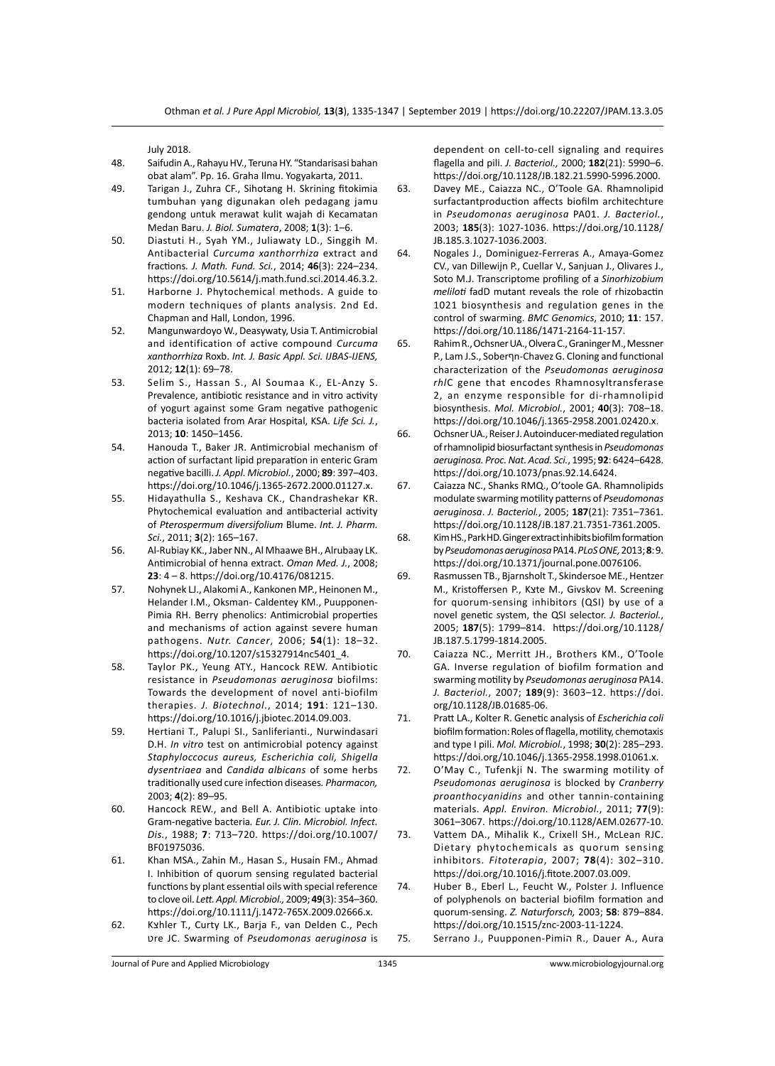July 2018.

48. Saifudin A., Rahayu HV., Teruna HY. "Standarisasi bahan obat alam". Pp. 16. Graha Ilmu. Yogyakarta, 2011.
49. Tarigan J., Zuhra CF., Sihotang H. Skrining fitokimia tumbuhan yang digunakan oleh pedagang jamu gendong untuk merawat kulit wajah di Kecamatan Medan Baru. *J. Biol. Sumatera*, 2008; **1**(3): 1–6.
50. Diastuti H., Syah YM., Juliawaty LD., Singgih M. Antibacterial *Curcuma xanthorrhiza* extract and fractions. *J. Math. Fund. Sci.*, 2014; **46**(3): 224–234. https://doi.org/10.5614/j.math.fund.sci.2014.46.3.2.
51. Harborne J. Phytochemical methods. A guide to modern techniques of plants analysis. 2nd Ed. Chapman and Hall, London, 1996.
52. Mangunwardoyo W., Deasywaty, Usia T. Antimicrobial and identification of active compound *Curcuma xanthorrhiza* Roxb. *Int. J. Basic Appl. Sci. IJBAS-IJENS,* 2012; **12**(1): 69–78.
53. Selim S., Hassan S., Al Soumaa K., EL-Anzy S. Prevalence, antibiotic resistance and in vitro activity of yogurt against some Gram negative pathogenic bacteria isolated from Arar Hospital, KSA. *Life Sci. J.*, 2013; **10**: 1450–1456.
54. Hanouda T., Baker JR. Antimicrobial mechanism of action of surfactant lipid preparation in enteric Gram negative bacilli. *J. Appl. Microbiol.*, 2000; **89**: 397–403. https://doi.org/10.1046/j.1365-2672.2000.01127.x.
55. Hidayathulla S., Keshava CK., Chandrashekar KR. Phytochemical evaluation and antibacterial activity of *Pterospermum diversifolium* Blume. *Int. J. Pharm. Sci.*, 2011; **3**(2): 165–167.
56. Al-Rubiay KK., Jaber NN., Al Mhaawe BH., Alrubaay LK. Antimicrobial of henna extract. *Oman Med. J.*, 2008; **23**: 4 – 8. https://doi.org/10.4176/081215.
57. Nohynek LJ., Alakomi A., Kankonen MP., Heinonen M., Helander I.M., Oksman- Caldentey KM., Puupponen-Pimia RH. Berry phenolics: Antimicrobial properties and mechanisms of action against severe human pathogens. *Nutr. Cancer*, 2006; **54**(1): 18–32. https://doi.org/10.1207/s15327914nc5401_4.
58. Taylor PK., Yeung ATY., Hancock REW. Antibiotic resistance in *Pseudomonas aeruginosa* biofilms: Towards the development of novel anti-biofilm therapies. *J. Biotechnol.*, 2014; **191**: 121–130. https://doi.org/10.1016/j.jbiotec.2014.09.003.
59. Hertiani T., Palupi SI., Sanliferianti., Nurwindasari D.H. *In vitro* test on antimicrobial potency against *Staphyloccocus aureus, Escherichia coli, Shigella dysentriaea* and *Candida albcans* of some herbs traditionally used cure infection diseases. *Pharmacon,* 2003; **4**(2): 89–95.
60. Hancock REW., and Bell A. Antibiotic uptake into Gram-negative bacteria. *Eur. J. Clin. Microbiol. Infect. Dis.*, 1988; **7**: 713–720. https://doi.org/10.1007/BF01975036.
61. Khan MSA., Zahin M., Hasan S., Husain FM., Ahmad I. Inhibition of quorum sensing regulated bacterial functions by plant essential oils with special reference to clove oil. *Lett. Appl. Microbiol.,* 2009; **49**(3): 354–360. https://doi.org/10.1111/j.1472-765X.2009.02666.x.
62. Kצhler T., Curty LK., Barja F., van Delden C., Pech טre JC. Swarming of *Pseudomonas aeruginosa* is dependent on cell-to-cell signaling and requires flagella and pili. *J. Bacteriol.,* 2000; **182**(21): 5990–6. https://doi.org/10.1128/JB.182.21.5990-5996.2000.
63. Davey ME., Caiazza NC., O'Toole GA. Rhamnolipid surfactantproduction affects biofilm architechture in *Pseudomonas aeruginosa* PA01. *J. Bacteriol.*, 2003; **185**(3): 1027-1036. https://doi.org/10.1128/JB.185.3.1027-1036.2003.
64. Nogales J., Dominiguez-Ferreras A., Amaya-Gomez CV., van Dillewijn P., Cuellar V., Sanjuan J., Olivares J., Soto M.J. Transcriptome profiling of a *Sinorhizobium meliloti* fadD mutant reveals the role of rhizobactin 1021 biosynthesis and regulation genes in the control of swarming. *BMC Genomics*, 2010; **11**: 157. https://doi.org/10.1186/1471-2164-11-157.
65. Rahim R., Ochsner UA., Olvera C., Graninger M., Messner P., Lam J.S., Soberףn-Chavez G. Cloning and functional characterization of the *Pseudomonas aeruginosa rhlC* gene that encodes Rhamnosyltransferase 2, an enzyme responsible for di-rhamnolipid biosynthesis. *Mol. Microbiol.*, 2001; **40**(3): 708–18. https://doi.org/10.1046/j.1365-2958.2001.02420.x.
66. Ochsner UA., Reiser J. Autoinducer-mediated regulation of rhamnolipid biosurfactant synthesis in *Pseudomonas aeruginosa. Proc. Nat. Acad. Sci.*, 1995; **92**: 6424–6428. https://doi.org/10.1073/pnas.92.14.6424.
67. Caiazza NC., Shanks RMQ., O'toole GA. Rhamnolipids modulate swarming motility patterns of *Pseudomonas aeruginosa*. *J. Bacteriol.*, 2005; **187**(21): 7351–7361. https://doi.org/10.1128/JB.187.21.7351-7361.2005.
68. Kim HS., Park HD. Ginger extract inhibits biofilm formation by *Pseudomonas aeruginosa* PA14. *PLoS ONE,* 2013; **8**: 9. https://doi.org/10.1371/journal.pone.0076106.
69. Rasmussen TB., Bjarnsholt T., Skindersoe ME., Hentzer M., Kristoffersen P., Kצte M., Givskov M. Screening for quorum-sensing inhibitors (QSI) by use of a novel genetic system, the QSI selector. *J. Bacteriol.*, 2005; **187**(5): 1799–814. https://doi.org/10.1128/JB.187.5.1799-1814.2005.
70. Caiazza NC., Merritt JH., Brothers KM., O'Toole GA. Inverse regulation of biofilm formation and swarming motility by *Pseudomonas aeruginosa* PA14. *J. Bacteriol.*, 2007; **189**(9): 3603–12. https://doi.org/10.1128/JB.01685-06.
71. Pratt LA., Kolter R. Genetic analysis of *Escherichia coli* biofilm formation: Roles of flagella, motility, chemotaxis and type I pili. *Mol. Microbiol.*, 1998; **30**(2): 285–293. https://doi.org/10.1046/j.1365-2958.1998.01061.x.
72. O'May C., Tufenkji N. The swarming motility of *Pseudomonas aeruginosa* is blocked by *Cranberry proanthocyanidins* and other tannin-containing materials. *Appl. Environ. Microbiol.*, 2011; **77**(9): 3061–3067. https://doi.org/10.1128/AEM.02677-10.
73. Vattem DA., Mihalik K., Crixell SH., McLean RJC. Dietary phytochemicals as quorum sensing inhibitors. *Fitoterapia*, 2007; **78**(4): 302–310. https://doi.org/10.1016/j.fitote.2007.03.009.
74. Huber B., Eberl L., Feucht W., Polster J. Influence of polyphenols on bacterial biofilm formation and quorum-sensing. *Z. Naturforsch,* 2003; **58**: 879–884. https://doi.org/10.1515/znc-2003-11-1224.
75. Serrano J., Puupponen-Pimiה R., Dauer A., Aura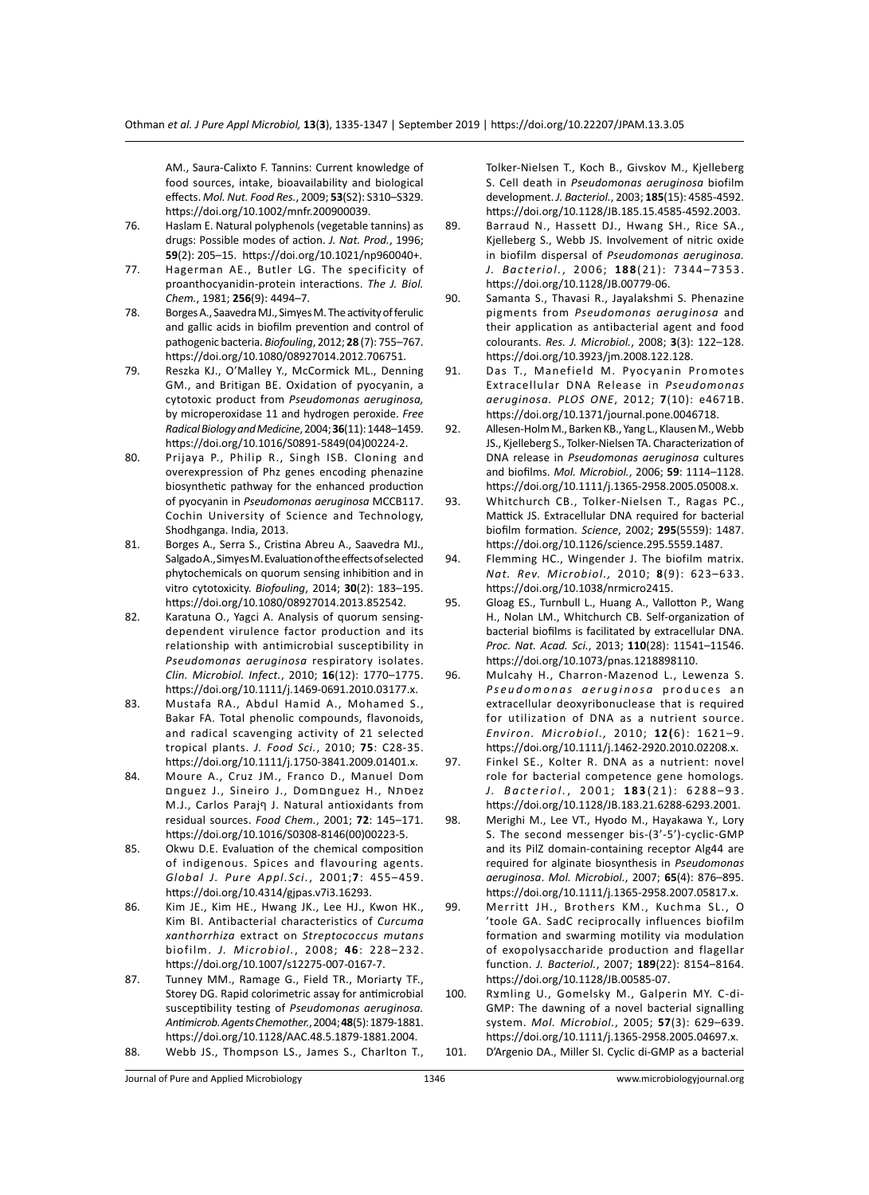AM., Saura-Calixto F. Tannins: Current knowledge of food sources, intake, bioavailability and biological effects. *Mol. Nut. Food Res.*, 2009; **53**(S2): S310–S329. https://doi.org/10.1002/mnfr.200900039.

76. Haslam E. Natural polyphenols (vegetable tannins) as drugs: Possible modes of action. *J. Nat. Prod.*, 1996; **59**(2): 205–15. https://doi.org/10.1021/np960040+.
77. Hagerman AE., Butler LG. The specificity of proanthocyanidin-protein interactions. *The J. Biol. Chem.*, 1981; **256**(9): 4494–7.
78. Borges A., Saavedra MJ., Simyes M. The activity of ferulic and gallic acids in biofilm prevention and control of pathogenic bacteria. *Biofouling*, 2012; **28** (7): 755–767. https://doi.org/10.1080/08927014.2012.706751.
79. Reszka KJ., O'Malley Y., McCormick ML., Denning GM., and Britigan BE. Oxidation of pyocyanin, a cytotoxic product from *Pseudomonas aeruginosa,* by microperoxidase 11 and hydrogen peroxide. *Free Radical Biology and Medicine*, 2004; **36**(11): 1448–1459. https://doi.org/10.1016/S0891-5849(04)00224-2.
80. Prijaya P., Philip R., Singh ISB. Cloning and overexpression of Phz genes encoding phenazine biosynthetic pathway for the enhanced production of pyocyanin in *Pseudomonas aeruginosa* MCCB117. Cochin University of Science and Technology, Shodhganga. India, 2013.
81. Borges A., Serra S., Cristina Abreu A., Saavedra MJ., Salgado A., Simyes M. Evaluation of the effects of selected phytochemicals on quorum sensing inhibition and in vitro cytotoxicity. *Biofouling*, 2014; **30**(2): 183–195. https://doi.org/10.1080/08927014.2013.852542.
82. Karatuna O., Yagci A. Analysis of quorum sensing-dependent virulence factor production and its relationship with antimicrobial susceptibility in *Pseudomonas aeruginosa* respiratory isolates. *Clin. Microbiol. Infect.*, 2010; **16**(12): 1770–1775. https://doi.org/10.1111/j.1469-0691.2010.03177.x.
83. Mustafa RA., Abdul Hamid A., Mohamed S., Bakar FA. Total phenolic compounds, flavonoids, and radical scavenging activity of 21 selected tropical plants. *J. Food Sci.*, 2010; **75**: C28-35. https://doi.org/10.1111/j.1750-3841.2009.01401.x.
84. Moure A., Cruz JM., Franco D., Manuel Dom Dnguez J., Sineiro J., DomDnguez H., NnDez M.J., Carlos Parajη J. Natural antioxidants from residual sources. *Food Chem.*, 2001; **72**: 145–171. https://doi.org/10.1016/S0308-8146(00)00223-5.
85. Okwu D.E. Evaluation of the chemical composition of indigenous. Spices and flavouring agents. *Global J. Pure Appl.Sci.*, 2001;**7**: 455–459. https://doi.org/10.4314/gjpas.v7i3.16293.
86. Kim JE., Kim HE., Hwang JK., Lee HJ., Kwon HK., Kim BI. Antibacterial characteristics of *Curcuma xanthorrhiza* extract on *Streptococcus mutans* biofilm. *J. Microbiol.*, 2008; **46**: 228–232. https://doi.org/10.1007/s12275-007-0167-7.
87. Tunney MM., Ramage G., Field TR., Moriarty TF., Storey DG. Rapid colorimetric assay for antimicrobial susceptibility testing of *Pseudomonas aeruginosa. Antimicrob. Agents Chemother.*, 2004; **48**(5): 1879-1881. https://doi.org/10.1128/AAC.48.5.1879-1881.2004.
88. Webb JS., Thompson LS., James S., Charlton T., Tolker-Nielsen T., Koch B., Givskov M., Kjelleberg S. Cell death in *Pseudomonas aeruginosa* biofilm development. *J. Bacteriol.*, 2003; **185**(15): 4585-4592. https://doi.org/10.1128/JB.185.15.4585-4592.2003.
89. Barraud N., Hassett DJ., Hwang SH., Rice SA., Kjelleberg S., Webb JS. Involvement of nitric oxide in biofilm dispersal of *Pseudomonas aeruginosa. J. Bacteriol.*, 2006; **188**(21): 7344–7353. https://doi.org/10.1128/JB.00779-06.
90. Samanta S., Thavasi R., Jayalakshmi S. Phenazine pigments from *Pseudomonas aeruginosa* and their application as antibacterial agent and food colourants. *Res. J. Microbiol.*, 2008; **3**(3): 122–128. https://doi.org/10.3923/jm.2008.122.128.
91. Das T., Manefield M. Pyocyanin Promotes Extracellular DNA Release in *Pseudomonas aeruginosa. PLOS ONE*, 2012; **7**(10): e4671B. https://doi.org/10.1371/journal.pone.0046718.
92. Allesen-Holm M., Barken KB., Yang L., Klausen M., Webb JS., Kjelleberg S., Tolker-Nielsen TA. Characterization of DNA release in *Pseudomonas aeruginosa* cultures and biofilms. *Mol. Microbiol.*, 2006; **59**: 1114–1128. https://doi.org/10.1111/j.1365-2958.2005.05008.x.
93. Whitchurch CB., Tolker-Nielsen T., Ragas PC., Mattick JS. Extracellular DNA required for bacterial biofilm formation. *Science*, 2002; **295**(5559): 1487. https://doi.org/10.1126/science.295.5559.1487.
94. Flemming HC., Wingender J. The biofilm matrix. *Nat. Rev. Microbiol.,* 2010; **8**(9): 623–633. https://doi.org/10.1038/nrmicro2415.
95. Gloag ES., Turnbull L., Huang A., Vallotton P., Wang H., Nolan LM., Whitchurch CB. Self-organization of bacterial biofilms is facilitated by extracellular DNA. *Proc. Nat. Acad. Sci.*, 2013; **110**(28): 11541–11546. https://doi.org/10.1073/pnas.1218898110.
96. Mulcahy H., Charron-Mazenod L., Lewenza S. *Pseudomonas aeruginosa* produces an extracellular deoxyribonuclease that is required for utilization of DNA as a nutrient source. *Environ. Microbiol.,* 2010; **12(**6): 1621–9. https://doi.org/10.1111/j.1462-2920.2010.02208.x.
97. Finkel SE., Kolter R. DNA as a nutrient: novel role for bacterial competence gene homologs. *J. Bacteriol.*, 2001; **183**(21): 6288–93. https://doi.org/10.1128/JB.183.21.6288-6293.2001.
98. Merighi M., Lee VT., Hyodo M., Hayakawa Y., Lory S. The second messenger bis-(3'-5')-cyclic-GMP and its PilZ domain-containing receptor Alg44 are required for alginate biosynthesis in *Pseudomonas aeruginosa*. *Mol. Microbiol.*, 2007; **65**(4): 876–895. https://doi.org/10.1111/j.1365-2958.2007.05817.x.
99. Merritt JH., Brothers KM., Kuchma SL., O 'toole GA. SadC reciprocally influences biofilm formation and swarming motility via modulation of exopolysaccharide production and flagellar function. *J. Bacteriol.*, 2007; **189**(22): 8154–8164. https://doi.org/10.1128/JB.00585-07.
100. Rצmling U., Gomelsky M., Galperin MY. C-di-GMP: The dawning of a novel bacterial signalling system. *Mol. Microbiol.*, 2005; **57**(3): 629–639. https://doi.org/10.1111/j.1365-2958.2005.04697.x.
101. D'Argenio DA., Miller SI. Cyclic di-GMP as a bacterial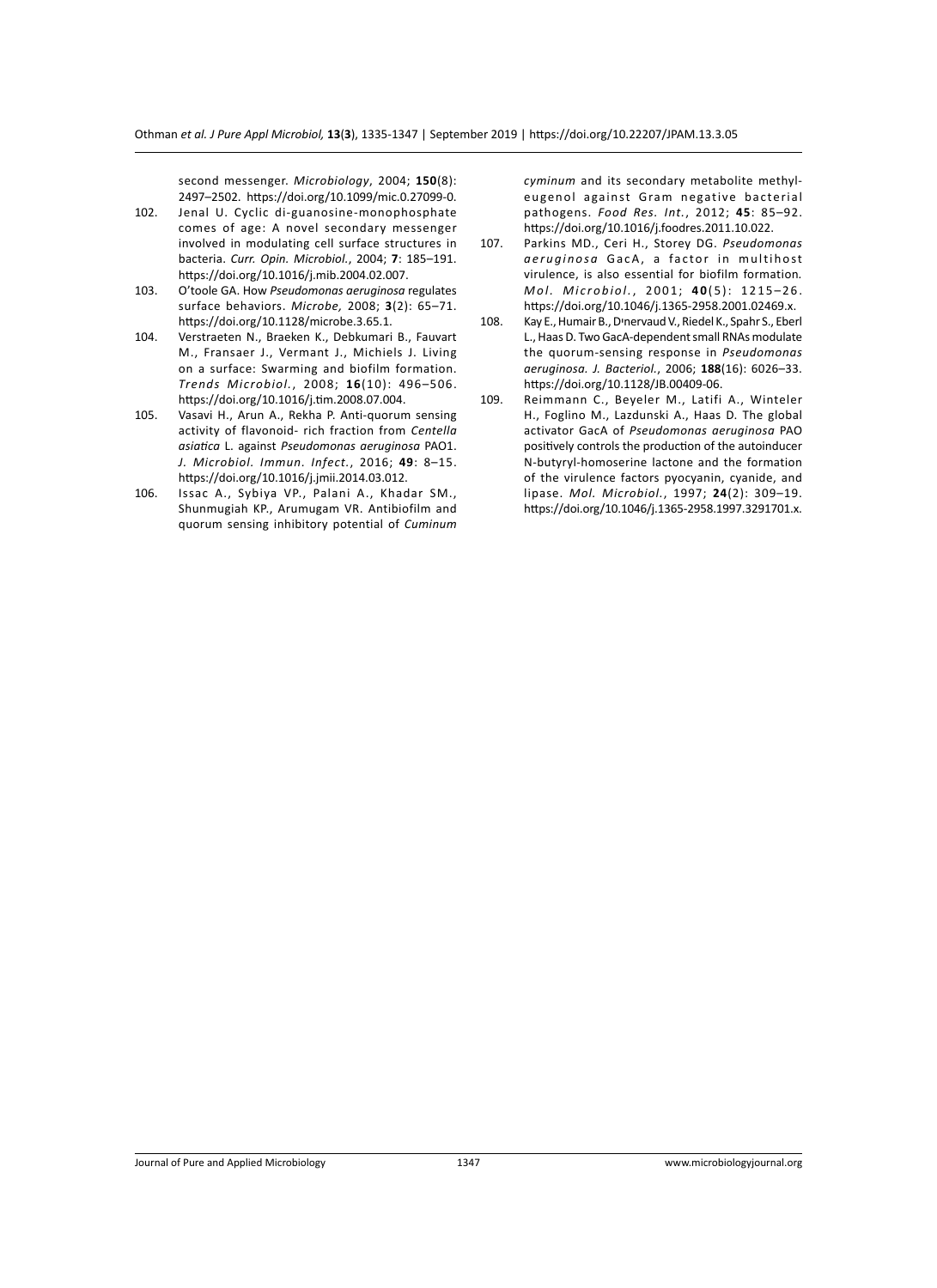second messenger. *Microbiology*, 2004; **150**(8): 2497–2502. https://doi.org/10.1099/mic.0.27099-0.

102. Jenal U. Cyclic di-guanosine-monophosphate comes of age: A novel secondary messenger involved in modulating cell surface structures in bacteria. *Curr. Opin. Microbiol.*, 2004; **7**: 185–191. https://doi.org/10.1016/j.mib.2004.02.007.
103. O'toole GA. How *Pseudomonas aeruginosa* regulates surface behaviors. *Microbe,* 2008; **3**(2): 65–71. https://doi.org/10.1128/microbe.3.65.1.
104. Verstraeten N., Braeken K., Debkumari B., Fauvart M., Fransaer J., Vermant J., Michiels J. Living on a surface: Swarming and biofilm formation. *Trends Microbiol.*, 2008; **16**(10): 496–506. https://doi.org/10.1016/j.tim.2008.07.004.
105. Vasavi H., Arun A., Rekha P. Anti-quorum sensing activity of flavonoid- rich fraction from *Centella asiatica* L. against *Pseudomonas aeruginosa* PAO1. *J. Microbiol. Immun. Infect.*, 2016; **49**: 8–15. https://doi.org/10.1016/j.jmii.2014.03.012.
106. Issac A., Sybiya VP., Palani A., Khadar SM., Shunmugiah KP., Arumugam VR. Antibiofilm and quorum sensing inhibitory potential of *Cuminum cyminum* and its secondary metabolite methyl-eugenol against Gram negative bacterial pathogens. *Food Res. Int.*, 2012; **45**: 85–92. https://doi.org/10.1016/j.foodres.2011.10.022.
107. Parkins MD., Ceri H., Storey DG. *Pseudomonas aeruginosa* GacA, a factor in multihost virulence, is also essential for biofilm formation. *Mol. Microbiol.*, 2001; **40**(5): 1215–26. https://doi.org/10.1046/j.1365-2958.2001.02469.x.
108. Kay E., Humair B., Dénervaud V., Riedel K., Spahr S., Eberl L., Haas D. Two GacA-dependent small RNAs modulate the quorum-sensing response in *Pseudomonas aeruginosa. J. Bacteriol.*, 2006; **188**(16): 6026–33. https://doi.org/10.1128/JB.00409-06.
109. Reimmann C., Beyeler M., Latifi A., Winteler H., Foglino M., Lazdunski A., Haas D. The global activator GacA of *Pseudomonas aeruginosa* PAO positively controls the production of the autoinducer N-butyryl-homoserine lactone and the formation of the virulence factors pyocyanin, cyanide, and lipase. *Mol. Microbiol.*, 1997; **24**(2): 309–19. https://doi.org/10.1046/j.1365-2958.1997.3291701.x.